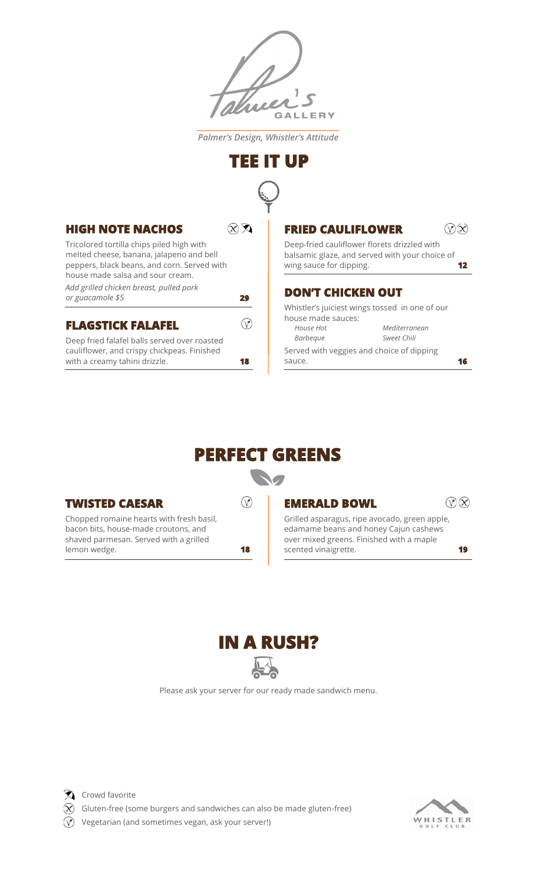Palmer's GALLERY

*Palmer's Design, Whistler's Attitude*

# TEE IT UP

### HIGH NOTE NACHOS

Tricolored tortilla chips piled high with melted cheese, banana, jalapeno and bell peppers, black beans, and corn. Served with house made salsa and sour cream.

*Add grilled chicken breast, pulled pork or guacamole $5*

**29**

### FLAGSTICK FALAFEL

Deep fried falafel balls served over roasted cauliflower, and crispy chickpeas. Finished with a creamy tahini drizzle.

**18**

### FRIED CAULIFLOWER

Deep-fried cauliflower florets drizzled with balsamic glaze, and served with your choice of wing sauce for dipping.

**12**

### DON'T CHICKEN OUT

Whistler's juiciest wings tossed in one of our house made sauces:

*House Hot* *Mediterranean*
*Barbeque* *Sweet Chili*

Served with veggies and choice of dipping sauce.

**16**

# PERFECT GREENS

### TWISTED CAESAR

Chopped romaine hearts with fresh basil, bacon bits, house-made croutons, and shaved parmesan. Served with a grilled lemon wedge.

**18**

### EMERALD BOWL

Grilled asparagus, ripe avocado, green apple, edamame beans and honey Cajun cashews over mixed greens. Finished with a maple scented vinaigrette.

**19**

# IN A RUSH?

Please ask your server for our ready made sandwich menu.

Crowd favorite

Gluten-free (some burgers and sandwiches can also be made gluten-free)

Vegetarian (and sometimes vegan, ask your server!)

WHISTLER GOLF CLUB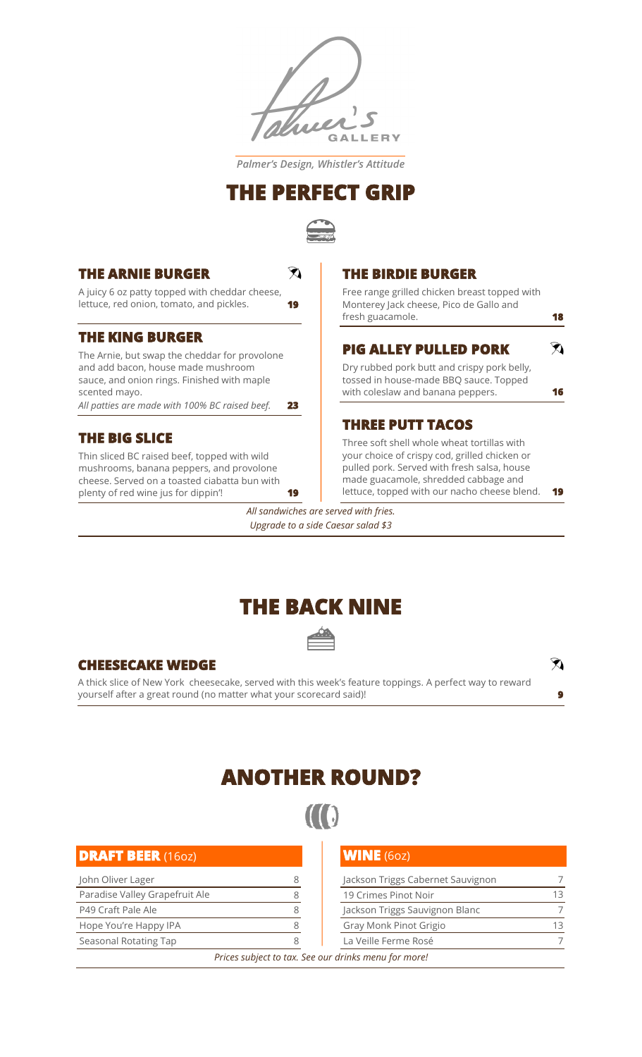Palmer's GALLERY

*Palmer's Design, Whistler's Attitude*

# THE PERFECT GRIP

### THE ARNIE BURGER

A juicy 6 oz patty topped with cheddar cheese, lettuce, red onion, tomato, and pickles. **19**

### THE KING BURGER

The Arnie, but swap the cheddar for provolone and add bacon, house made mushroom sauce, and onion rings. Finished with maple scented mayo.

*All patties are made with 100% BC raised beef.* **23**

### THE BIG SLICE

Thin sliced BC raised beef, topped with wild mushrooms, banana peppers, and provolone cheese. Served on a toasted ciabatta bun with plenty of red wine jus for dippin'! **19**

### THE BIRDIE BURGER

Free range grilled chicken breast topped with Monterey Jack cheese, Pico de Gallo and fresh guacamole. **18**

### PIG ALLEY PULLED PORK

Dry rubbed pork butt and crispy pork belly, tossed in house-made BBQ sauce. Topped with coleslaw and banana peppers. **16**

### THREE PUTT TACOS

Three soft shell whole wheat tortillas with your choice of crispy cod, grilled chicken or pulled pork. Served with fresh salsa, house made guacamole, shredded cabbage and lettuce, topped with our nacho cheese blend. **19**

*All sandwiches are served with fries.*
*Upgrade to a side Caesar salad $3*

# THE BACK NINE

### CHEESECAKE WEDGE

A thick slice of New York cheesecake, served with this week's feature toppings. A perfect way to reward yourself after a great round (no matter what your scorecard said)! **9**

# ANOTHER ROUND?

| DRAFT BEER (16oz) | |
|---|---|
| John Oliver Lager | 8 |
| Paradise Valley Grapefruit Ale | 8 |
| P49 Craft Pale Ale | 8 |
| Hope You're Happy IPA | 8 |
| Seasonal Rotating Tap | 8 |

| WINE (6oz) | |
|---|---|
| Jackson Triggs Cabernet Sauvignon | 7 |
| 19 Crimes Pinot Noir | 13 |
| Jackson Triggs Sauvignon Blanc | 7 |
| Gray Monk Pinot Grigio | 13 |
| La Veille Ferme Rosé | 7 |

*Prices subject to tax. See our drinks menu for more!*